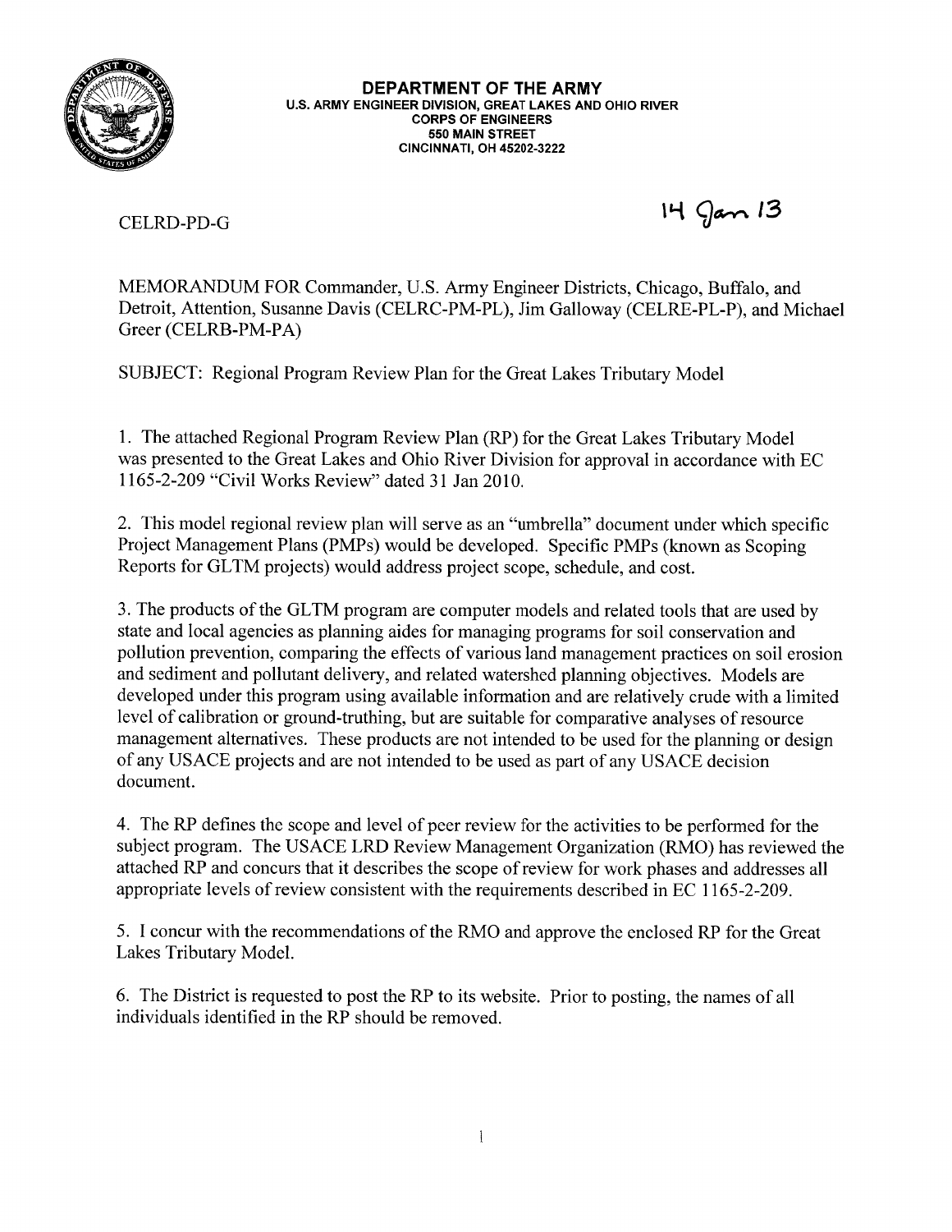**DEPARTMENT OF THE ARMY**
**U.S. ARMY ENGINEER DIVISION, GREAT LAKES AND OHIO RIVER**
**CORPS OF ENGINEERS**
**550 MAIN STREET**
**CINCINNATI, OH 45202-3222**

CELRD-PD-G

14 Jan 13

MEMORANDUM FOR Commander, U.S. Army Engineer Districts, Chicago, Buffalo, and Detroit, Attention, Susanne Davis (CELRC-PM-PL), Jim Galloway (CELRE-PL-P), and Michael Greer (CELRB-PM-PA)

SUBJECT: Regional Program Review Plan for the Great Lakes Tributary Model

1. The attached Regional Program Review Plan (RP) for the Great Lakes Tributary Model was presented to the Great Lakes and Ohio River Division for approval in accordance with EC 1165-2-209 "Civil Works Review" dated 31 Jan 2010.

2. This model regional review plan will serve as an "umbrella" document under which specific Project Management Plans (PMPs) would be developed. Specific PMPs (known as Scoping Reports for GLTM projects) would address project scope, schedule, and cost.

3. The products of the GLTM program are computer models and related tools that are used by state and local agencies as planning aides for managing programs for soil conservation and pollution prevention, comparing the effects of various land management practices on soil erosion and sediment and pollutant delivery, and related watershed planning objectives. Models are developed under this program using available information and are relatively crude with a limited level of calibration or ground-truthing, but are suitable for comparative analyses of resource management alternatives. These products are not intended to be used for the planning or design of any USACE projects and are not intended to be used as part of any USACE decision document.

4. The RP defines the scope and level of peer review for the activities to be performed for the subject program. The USACE LRD Review Management Organization (RMO) has reviewed the attached RP and concurs that it describes the scope of review for work phases and addresses all appropriate levels of review consistent with the requirements described in EC 1165-2-209.

5. I concur with the recommendations of the RMO and approve the enclosed RP for the Great Lakes Tributary Model.

6. The District is requested to post the RP to its website. Prior to posting, the names of all individuals identified in the RP should be removed.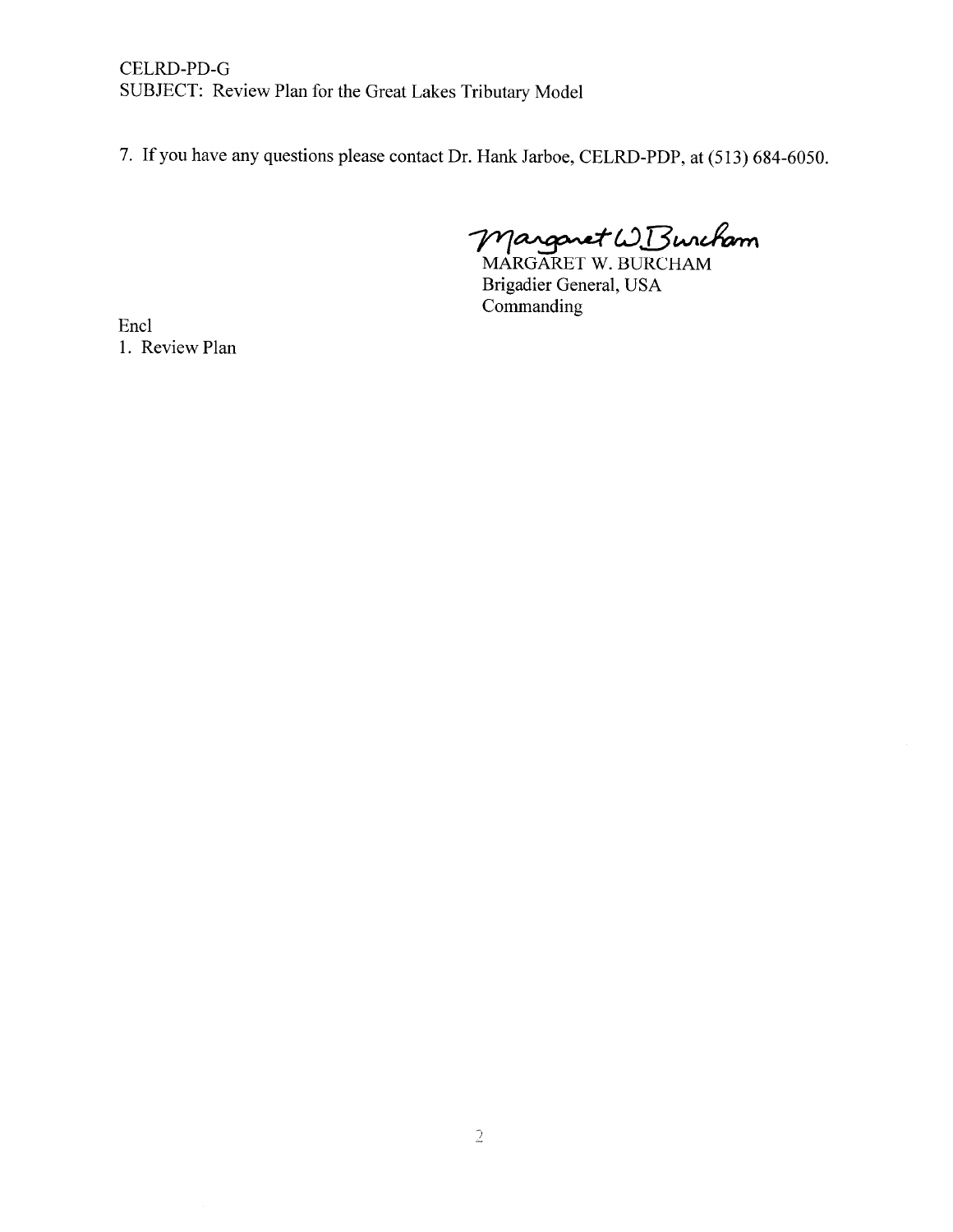CELRD-PD-G
SUBJECT: Review Plan for the Great Lakes Tributary Model

7. If you have any questions please contact Dr. Hank Jarboe, CELRD-PDP, at (513) 684-6050.

Margaret W Burcham

MARGARET W. BURCHAM
Brigadier General, USA
Commanding

Encl
1. Review Plan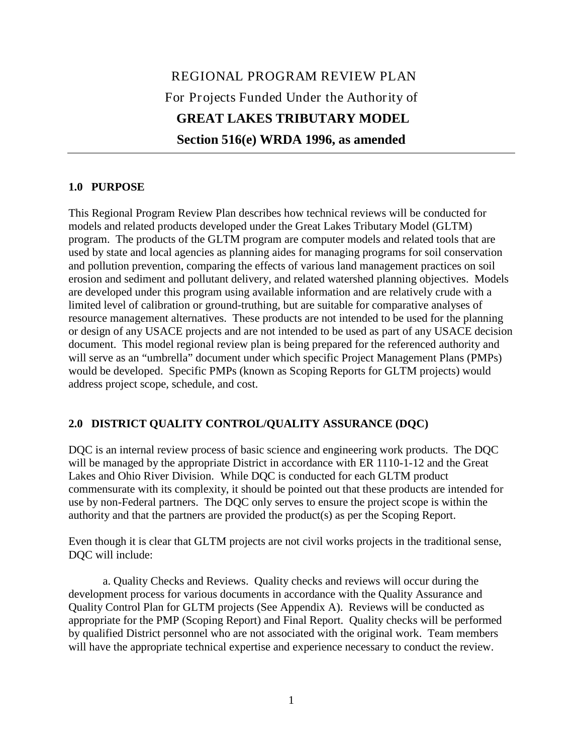# REGIONAL PROGRAM REVIEW PLAN

For Projects Funded Under the Authority of

**GREAT LAKES TRIBUTARY MODEL**

**Section 516(e) WRDA 1996, as amended**

---

## 1.0 PURPOSE

This Regional Program Review Plan describes how technical reviews will be conducted for models and related products developed under the Great Lakes Tributary Model (GLTM) program. The products of the GLTM program are computer models and related tools that are used by state and local agencies as planning aides for managing programs for soil conservation and pollution prevention, comparing the effects of various land management practices on soil erosion and sediment and pollutant delivery, and related watershed planning objectives. Models are developed under this program using available information and are relatively crude with a limited level of calibration or ground-truthing, but are suitable for comparative analyses of resource management alternatives. These products are not intended to be used for the planning or design of any USACE projects and are not intended to be used as part of any USACE decision document. This model regional review plan is being prepared for the referenced authority and will serve as an "umbrella" document under which specific Project Management Plans (PMPs) would be developed. Specific PMPs (known as Scoping Reports for GLTM projects) would address project scope, schedule, and cost.

## 2.0 DISTRICT QUALITY CONTROL/QUALITY ASSURANCE (DQC)

DQC is an internal review process of basic science and engineering work products. The DQC will be managed by the appropriate District in accordance with ER 1110-1-12 and the Great Lakes and Ohio River Division. While DQC is conducted for each GLTM product commensurate with its complexity, it should be pointed out that these products are intended for use by non-Federal partners. The DQC only serves to ensure the project scope is within the authority and that the partners are provided the product(s) as per the Scoping Report.

Even though it is clear that GLTM projects are not civil works projects in the traditional sense, DQC will include:

a. Quality Checks and Reviews. Quality checks and reviews will occur during the development process for various documents in accordance with the Quality Assurance and Quality Control Plan for GLTM projects (See Appendix A). Reviews will be conducted as appropriate for the PMP (Scoping Report) and Final Report. Quality checks will be performed by qualified District personnel who are not associated with the original work. Team members will have the appropriate technical expertise and experience necessary to conduct the review.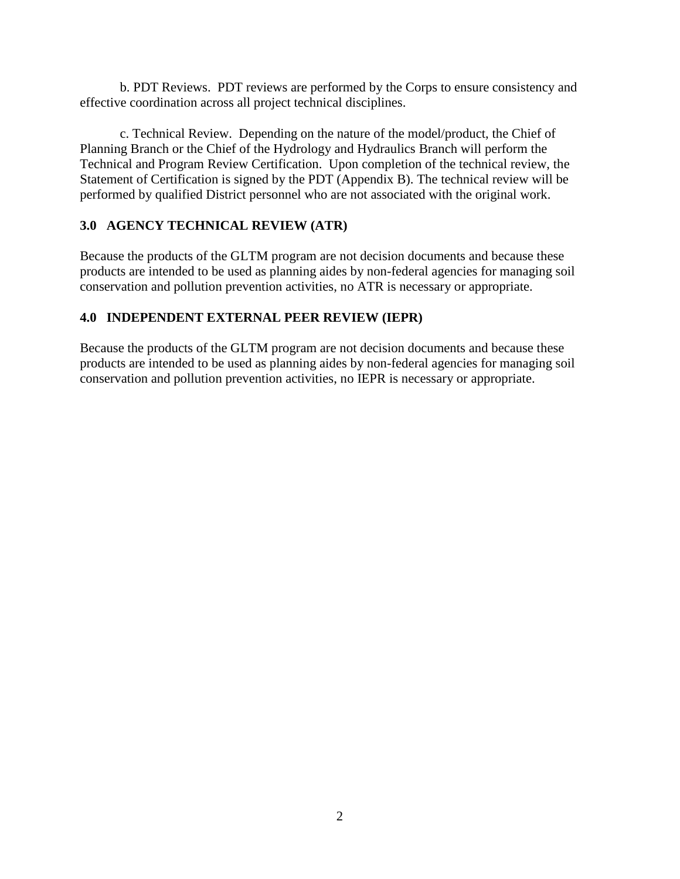b. PDT Reviews. PDT reviews are performed by the Corps to ensure consistency and effective coordination across all project technical disciplines.

c. Technical Review. Depending on the nature of the model/product, the Chief of Planning Branch or the Chief of the Hydrology and Hydraulics Branch will perform the Technical and Program Review Certification. Upon completion of the technical review, the Statement of Certification is signed by the PDT (Appendix B). The technical review will be performed by qualified District personnel who are not associated with the original work.

## 3.0 AGENCY TECHNICAL REVIEW (ATR)

Because the products of the GLTM program are not decision documents and because these products are intended to be used as planning aides by non-federal agencies for managing soil conservation and pollution prevention activities, no ATR is necessary or appropriate.

## 4.0 INDEPENDENT EXTERNAL PEER REVIEW (IEPR)

Because the products of the GLTM program are not decision documents and because these products are intended to be used as planning aides by non-federal agencies for managing soil conservation and pollution prevention activities, no IEPR is necessary or appropriate.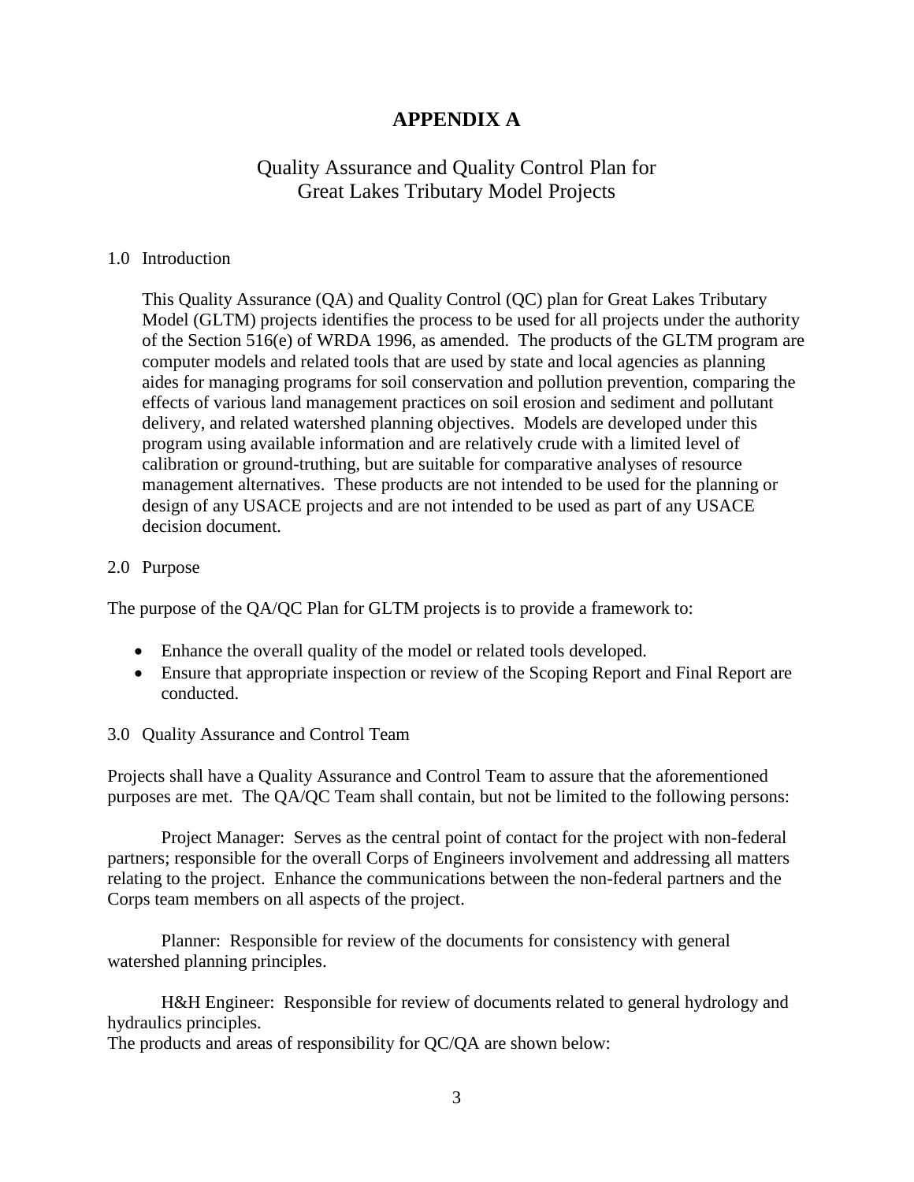# APPENDIX A

## Quality Assurance and Quality Control Plan for Great Lakes Tributary Model Projects

1.0 Introduction

This Quality Assurance (QA) and Quality Control (QC) plan for Great Lakes Tributary Model (GLTM) projects identifies the process to be used for all projects under the authority of the Section 516(e) of WRDA 1996, as amended. The products of the GLTM program are computer models and related tools that are used by state and local agencies as planning aides for managing programs for soil conservation and pollution prevention, comparing the effects of various land management practices on soil erosion and sediment and pollutant delivery, and related watershed planning objectives. Models are developed under this program using available information and are relatively crude with a limited level of calibration or ground-truthing, but are suitable for comparative analyses of resource management alternatives. These products are not intended to be used for the planning or design of any USACE projects and are not intended to be used as part of any USACE decision document.

2.0 Purpose

The purpose of the QA/QC Plan for GLTM projects is to provide a framework to:

- Enhance the overall quality of the model or related tools developed.
- Ensure that appropriate inspection or review of the Scoping Report and Final Report are conducted.

3.0 Quality Assurance and Control Team

Projects shall have a Quality Assurance and Control Team to assure that the aforementioned purposes are met. The QA/QC Team shall contain, but not be limited to the following persons:

Project Manager: Serves as the central point of contact for the project with non-federal partners; responsible for the overall Corps of Engineers involvement and addressing all matters relating to the project. Enhance the communications between the non-federal partners and the Corps team members on all aspects of the project.

Planner: Responsible for review of the documents for consistency with general watershed planning principles.

H&H Engineer: Responsible for review of documents related to general hydrology and hydraulics principles.

The products and areas of responsibility for QC/QA are shown below: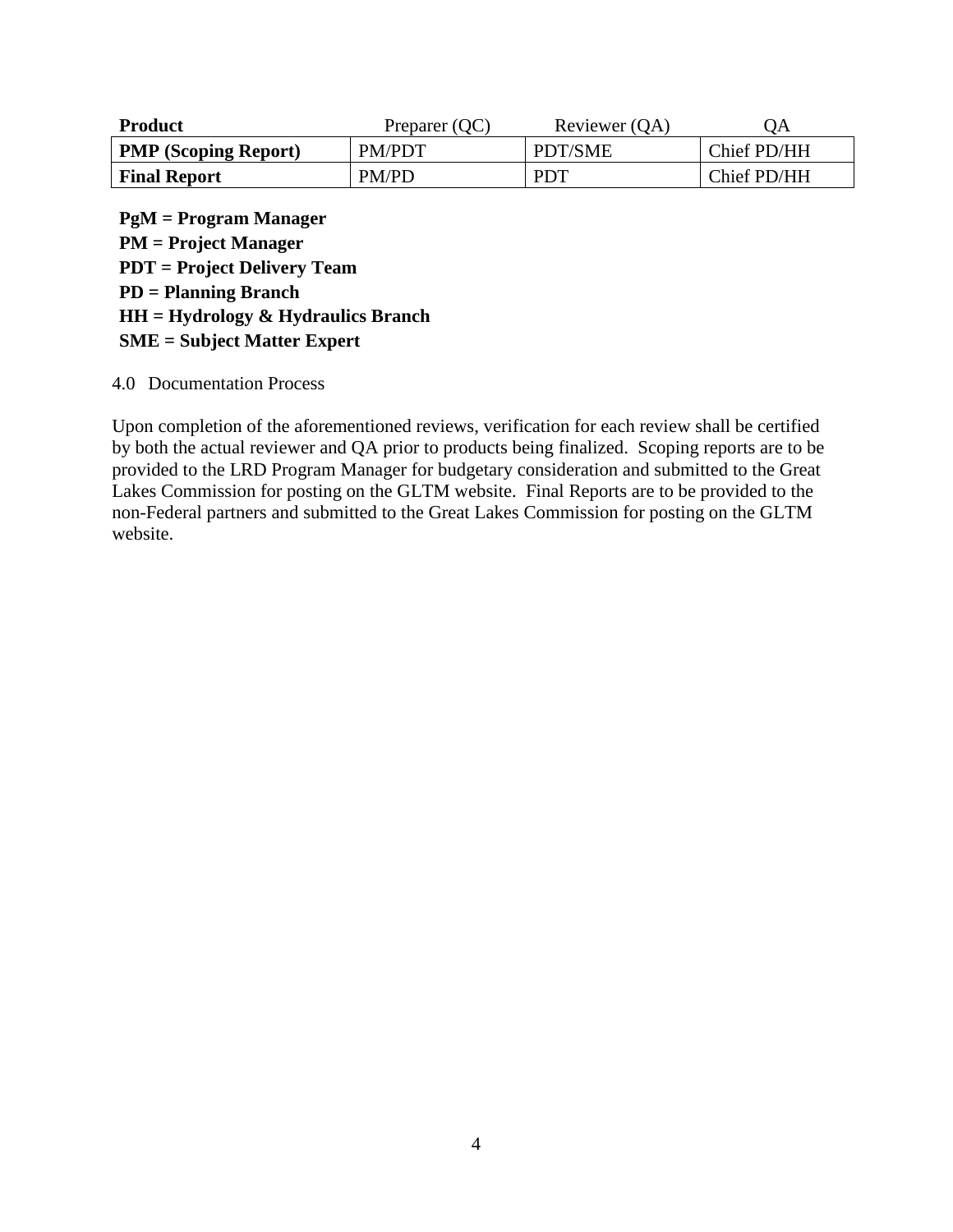| **Product** | Preparer (QC) | Reviewer (QA) | QA |
|---|---|---|---|
| **PMP (Scoping Report)** | PM/PDT | PDT/SME | Chief PD/HH |
| **Final Report** | PM/PD | PDT | Chief PD/HH |

**PgM = Program Manager**
**PM = Project Manager**
**PDT = Project Delivery Team**
**PD = Planning Branch**
**HH = Hydrology & Hydraulics Branch**
**SME = Subject Matter Expert**

## 4.0 Documentation Process

Upon completion of the aforementioned reviews, verification for each review shall be certified by both the actual reviewer and QA prior to products being finalized. Scoping reports are to be provided to the LRD Program Manager for budgetary consideration and submitted to the Great Lakes Commission for posting on the GLTM website. Final Reports are to be provided to the non-Federal partners and submitted to the Great Lakes Commission for posting on the GLTM website.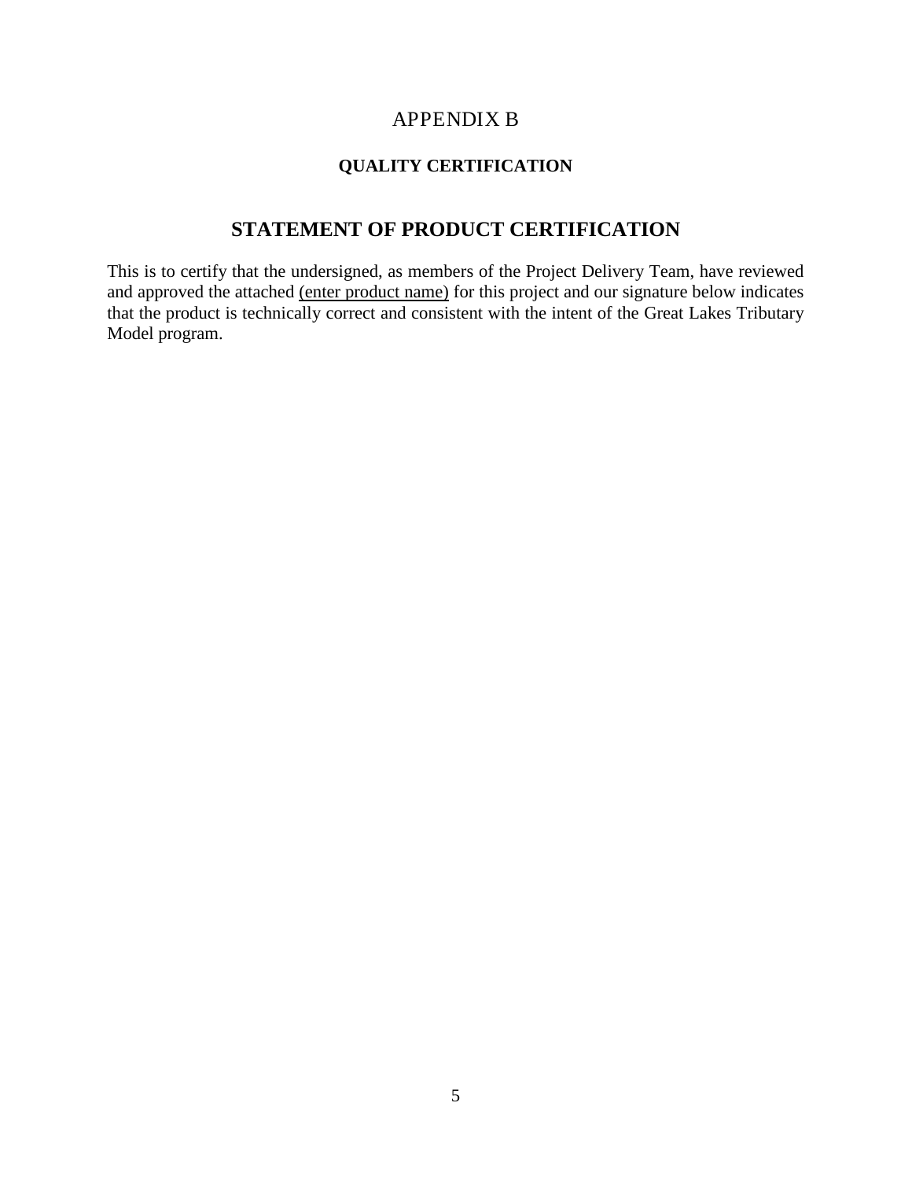# APPENDIX B

### QUALITY CERTIFICATION

## STATEMENT OF PRODUCT CERTIFICATION

This is to certify that the undersigned, as members of the Project Delivery Team, have reviewed and approved the attached <u>(enter product name)</u> for this project and our signature below indicates that the product is technically correct and consistent with the intent of the Great Lakes Tributary Model program.